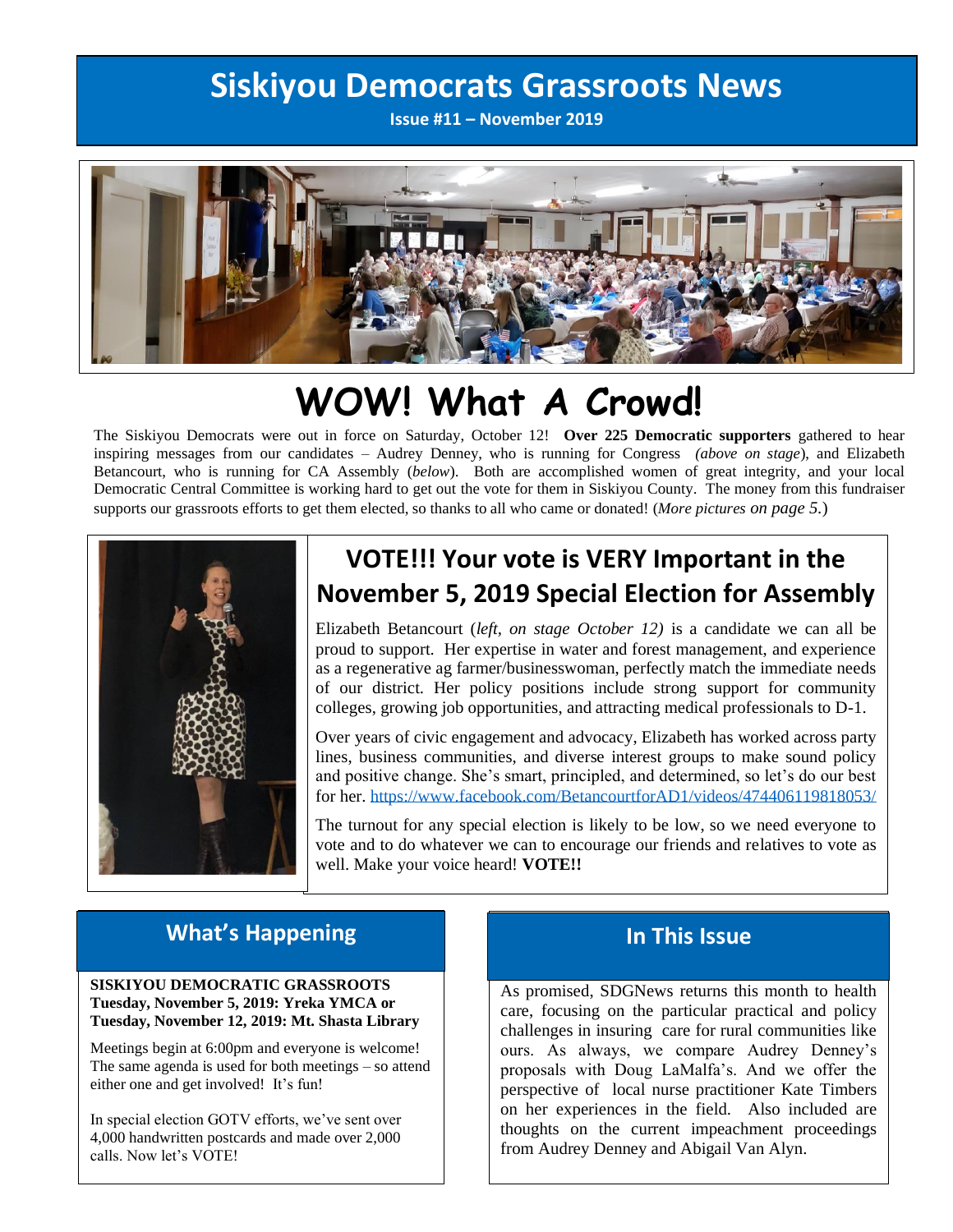# Siskiyou Democrats Grassroots News

**Issue #11 – November 2019**

# WOW! What A Crowd!

The Siskiyou Democrats were out in force on Saturday, October 12! **Over 225 Democratic supporters** gathered to hear inspiring messages from our candidates – Audrey Denney, who is running for Congress *(above on stage*), and Elizabeth Betancourt, who is running for CA Assembly (*below*). Both are accomplished women of great integrity, and your local Democratic Central Committee is working hard to get out the vote for them in Siskiyou County. The money from this fundraiser supports our grassroots efforts to get them elected, so thanks to all who came or donated! (*More pictures on page 5.*)

## VOTE!!! Your vote is VERY Important in the November 5, 2019 Special Election for Assembly

Elizabeth Betancourt (*left, on stage October 12)* is a candidate we can all be proud to support. Her expertise in water and forest management, and experience as a regenerative ag farmer/businesswoman, perfectly match the immediate needs of our district. Her policy positions include strong support for community colleges, growing job opportunities, and attracting medical professionals to D-1.

Over years of civic engagement and advocacy, Elizabeth has worked across party lines, business communities, and diverse interest groups to make sound policy and positive change. She's smart, principled, and determined, so let's do our best for her. https://www.facebook.com/BetancourtforAD1/videos/474406119818053/

The turnout for any special election is likely to be low, so we need everyone to vote and to do whatever we can to encourage our friends and relatives to vote as well. Make your voice heard! **VOTE!!**

## What's Happening

**SISKIYOU DEMOCRATIC GRASSROOTS**
**Tuesday, November 5, 2019: Yreka YMCA or**
**Tuesday, November 12, 2019: Mt. Shasta Library**

Meetings begin at 6:00pm and everyone is welcome! The same agenda is used for both meetings – so attend either one and get involved! It's fun!

In special election GOTV efforts, we've sent over 4,000 handwritten postcards and made over 2,000 calls. Now let's VOTE!

## In This Issue

As promised, SDGNews returns this month to health care, focusing on the particular practical and policy challenges in insuring care for rural communities like ours. As always, we compare Audrey Denney's proposals with Doug LaMalfa's. And we offer the perspective of local nurse practitioner Kate Timbers on her experiences in the field. Also included are thoughts on the current impeachment proceedings from Audrey Denney and Abigail Van Alyn.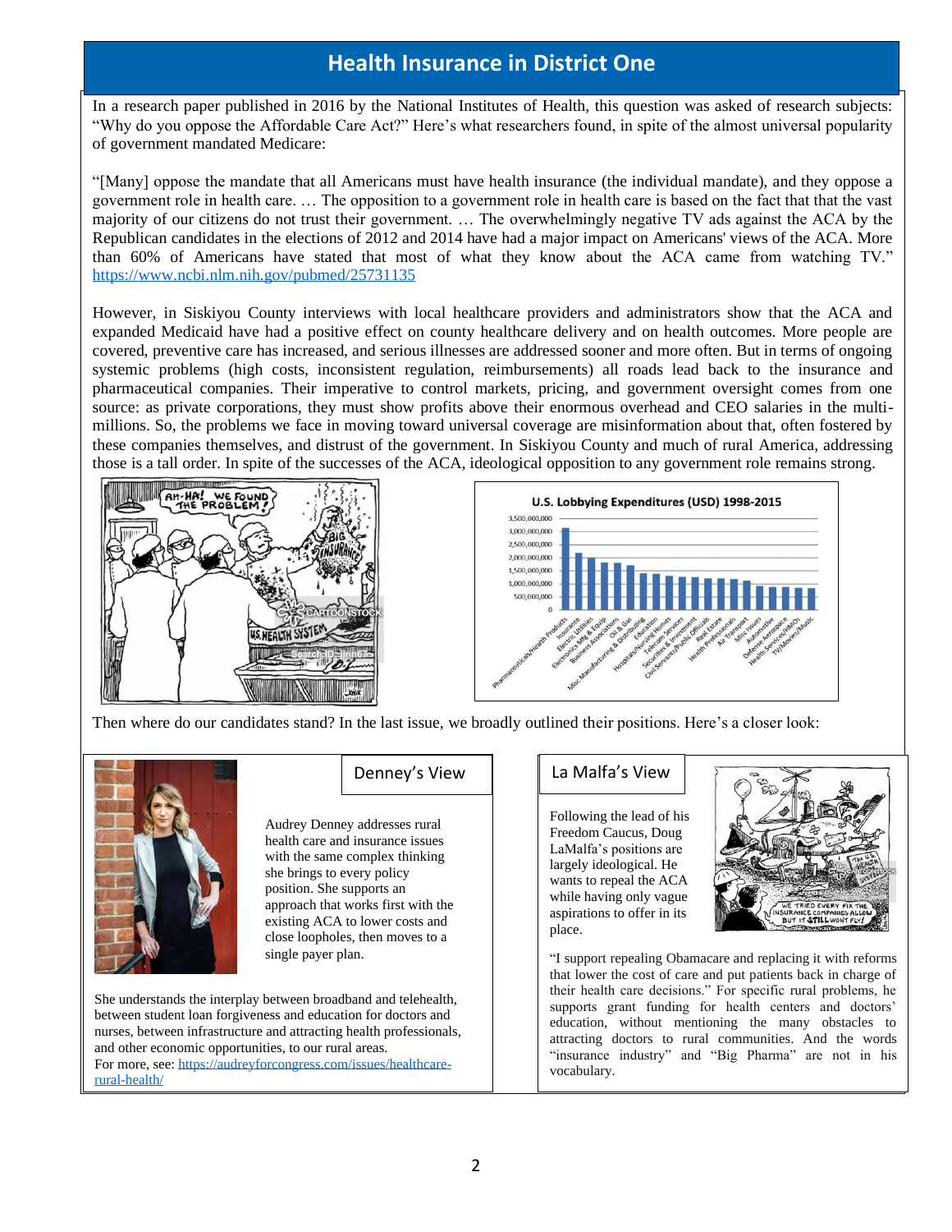## Health Insurance in District One

In a research paper published in 2016 by the National Institutes of Health, this question was asked of research subjects: "Why do you oppose the Affordable Care Act?" Here's what researchers found, in spite of the almost universal popularity of government mandated Medicare:

"[Many] oppose the mandate that all Americans must have health insurance (the individual mandate), and they oppose a government role in health care. … The opposition to a government role in health care is based on the fact that that the vast majority of our citizens do not trust their government. … The overwhelmingly negative TV ads against the ACA by the Republican candidates in the elections of 2012 and 2014 have had a major impact on Americans' views of the ACA. More than 60% of Americans have stated that most of what they know about the ACA came from watching TV." https://www.ncbi.nlm.nih.gov/pubmed/25731135

However, in Siskiyou County interviews with local healthcare providers and administrators show that the ACA and expanded Medicaid have had a positive effect on county healthcare delivery and on health outcomes. More people are covered, preventive care has increased, and serious illnesses are addressed sooner and more often. But in terms of ongoing systemic problems (high costs, inconsistent regulation, reimbursements) all roads lead back to the insurance and pharmaceutical companies. Their imperative to control markets, pricing, and government oversight comes from one source: as private corporations, they must show profits above their enormous overhead and CEO salaries in the multi-millions. So, the problems we face in moving toward universal coverage are misinformation about that, often fostered by these companies themselves, and distrust of the government. In Siskiyou County and much of rural America, addressing those is a tall order. In spite of the successes of the ACA, ideological opposition to any government role remains strong.

Then where do our candidates stand? In the last issue, we broadly outlined their positions. Here's a closer look:

### Denney's View

Audrey Denney addresses rural health care and insurance issues with the same complex thinking she brings to every policy position. She supports an approach that works first with the existing ACA to lower costs and close loopholes, then moves to a single payer plan.

She understands the interplay between broadband and telehealth, between student loan forgiveness and education for doctors and nurses, between infrastructure and attracting health professionals, and other economic opportunities, to our rural areas.
For more, see: https://audreyforcongress.com/issues/healthcare-rural-health/

### La Malfa's View

Following the lead of his Freedom Caucus, Doug LaMalfa's positions are largely ideological. He wants to repeal the ACA while having only vague aspirations to offer in its place.

"I support repealing Obamacare and replacing it with reforms that lower the cost of care and put patients back in charge of their health care decisions." For specific rural problems, he supports grant funding for health centers and doctors' education, without mentioning the many obstacles to attracting doctors to rural communities. And the words "insurance industry" and "Big Pharma" are not in his vocabulary.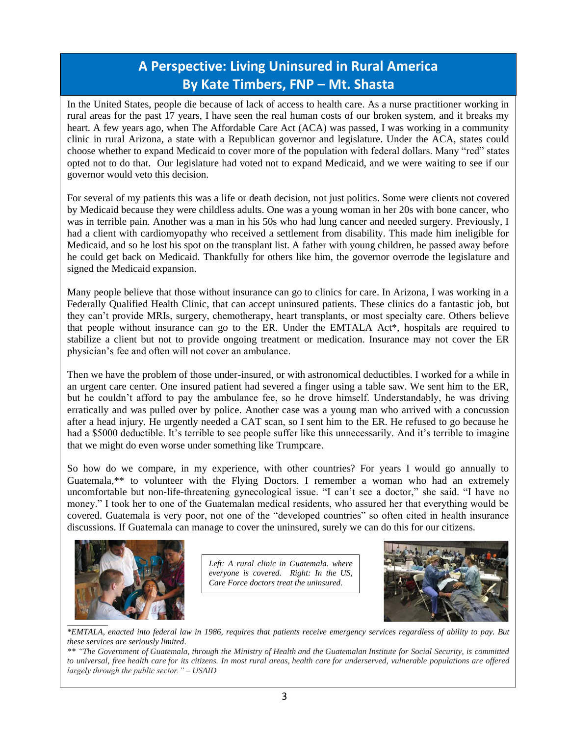# A Perspective: Living Uninsured in Rural America
## By Kate Timbers, FNP – Mt. Shasta

In the United States, people die because of lack of access to health care. As a nurse practitioner working in rural areas for the past 17 years, I have seen the real human costs of our broken system, and it breaks my heart. A few years ago, when The Affordable Care Act (ACA) was passed, I was working in a community clinic in rural Arizona, a state with a Republican governor and legislature. Under the ACA, states could choose whether to expand Medicaid to cover more of the population with federal dollars. Many "red" states opted not to do that. Our legislature had voted not to expand Medicaid, and we were waiting to see if our governor would veto this decision.

For several of my patients this was a life or death decision, not just politics. Some were clients not covered by Medicaid because they were childless adults. One was a young woman in her 20s with bone cancer, who was in terrible pain. Another was a man in his 50s who had lung cancer and needed surgery. Previously, I had a client with cardiomyopathy who received a settlement from disability. This made him ineligible for Medicaid, and so he lost his spot on the transplant list. A father with young children, he passed away before he could get back on Medicaid. Thankfully for others like him, the governor overrode the legislature and signed the Medicaid expansion.

Many people believe that those without insurance can go to clinics for care. In Arizona, I was working in a Federally Qualified Health Clinic, that can accept uninsured patients. These clinics do a fantastic job, but they can't provide MRIs, surgery, chemotherapy, heart transplants, or most specialty care. Others believe that people without insurance can go to the ER. Under the EMTALA Act*, hospitals are required to stabilize a client but not to provide ongoing treatment or medication. Insurance may not cover the ER physician's fee and often will not cover an ambulance.

Then we have the problem of those under-insured, or with astronomical deductibles. I worked for a while in an urgent care center. One insured patient had severed a finger using a table saw. We sent him to the ER, but he couldn't afford to pay the ambulance fee, so he drove himself. Understandably, he was driving erratically and was pulled over by police. Another case was a young man who arrived with a concussion after a head injury. He urgently needed a CAT scan, so I sent him to the ER. He refused to go because he had a $5000 deductible. It's terrible to see people suffer like this unnecessarily. And it's terrible to imagine that we might do even worse under something like Trumpcare.

So how do we compare, in my experience, with other countries? For years I would go annually to Guatemala,** to volunteer with the Flying Doctors. I remember a woman who had an extremely uncomfortable but non-life-threatening gynecological issue. "I can't see a doctor," she said. "I have no money." I took her to one of the Guatemalan medical residents, who assured her that everything would be covered. Guatemala is very poor, not one of the "developed countries" so often cited in health insurance discussions. If Guatemala can manage to cover the uninsured, surely we can do this for our citizens.

*Left: A rural clinic in Guatemala. where everyone is covered. Right: In the US, Care Force doctors treat the uninsured.*

---

*\*EMTALA, enacted into federal law in 1986, requires that patients receive emergency services regardless of ability to pay. But these services are seriously limited.*

*\*\* "The Government of Guatemala, through the Ministry of Health and the Guatemalan Institute for Social Security, is committed to universal, free health care for its citizens. In most rural areas, health care for underserved, vulnerable populations are offered largely through the public sector." – USAID*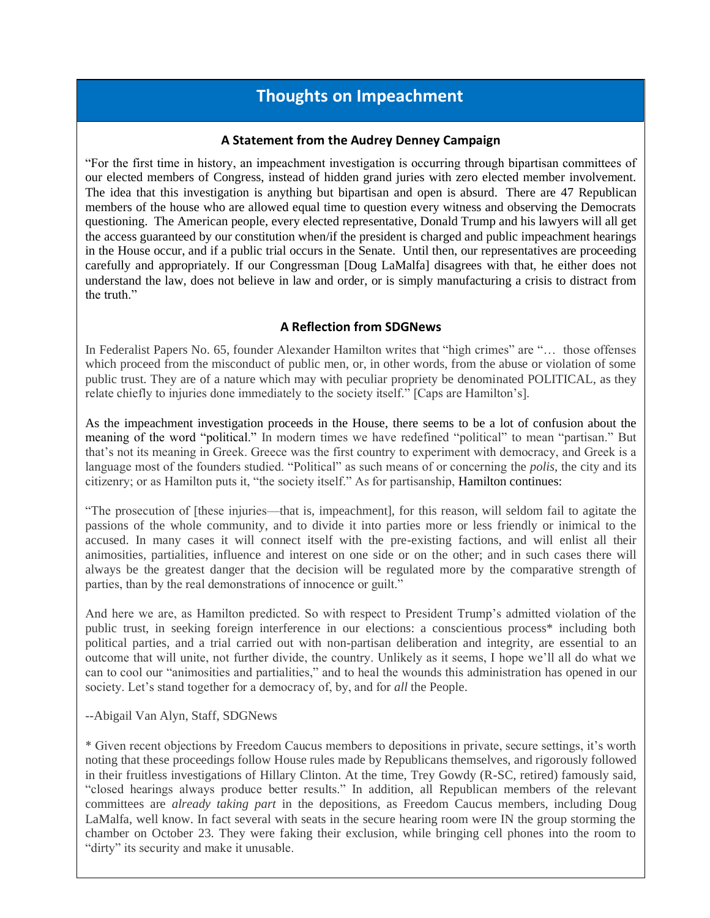# Thoughts on Impeachment

### A Statement from the Audrey Denney Campaign

"For the first time in history, an impeachment investigation is occurring through bipartisan committees of our elected members of Congress, instead of hidden grand juries with zero elected member involvement. The idea that this investigation is anything but bipartisan and open is absurd. There are 47 Republican members of the house who are allowed equal time to question every witness and observing the Democrats questioning. The American people, every elected representative, Donald Trump and his lawyers will all get the access guaranteed by our constitution when/if the president is charged and public impeachment hearings in the House occur, and if a public trial occurs in the Senate. Until then, our representatives are proceeding carefully and appropriately. If our Congressman [Doug LaMalfa] disagrees with that, he either does not understand the law, does not believe in law and order, or is simply manufacturing a crisis to distract from the truth."

### A Reflection from SDGNews

In Federalist Papers No. 65, founder Alexander Hamilton writes that "high crimes" are "… those offenses which proceed from the misconduct of public men, or, in other words, from the abuse or violation of some public trust. They are of a nature which may with peculiar propriety be denominated POLITICAL, as they relate chiefly to injuries done immediately to the society itself." [Caps are Hamilton's].

As the impeachment investigation proceeds in the House, there seems to be a lot of confusion about the meaning of the word "political." In modern times we have redefined "political" to mean "partisan." But that's not its meaning in Greek. Greece was the first country to experiment with democracy, and Greek is a language most of the founders studied. "Political" as such means of or concerning the *polis*, the city and its citizenry; or as Hamilton puts it, "the society itself." As for partisanship, Hamilton continues:

"The prosecution of [these injuries—that is, impeachment], for this reason, will seldom fail to agitate the passions of the whole community, and to divide it into parties more or less friendly or inimical to the accused. In many cases it will connect itself with the pre-existing factions, and will enlist all their animosities, partialities, influence and interest on one side or on the other; and in such cases there will always be the greatest danger that the decision will be regulated more by the comparative strength of parties, than by the real demonstrations of innocence or guilt."

And here we are, as Hamilton predicted. So with respect to President Trump's admitted violation of the public trust, in seeking foreign interference in our elections: a conscientious process* including both political parties, and a trial carried out with non-partisan deliberation and integrity, are essential to an outcome that will unite, not further divide, the country. Unlikely as it seems, I hope we'll all do what we can to cool our "animosities and partialities," and to heal the wounds this administration has opened in our society. Let's stand together for a democracy of, by, and for *all* the People.

--Abigail Van Alyn, Staff, SDGNews

* Given recent objections by Freedom Caucus members to depositions in private, secure settings, it's worth noting that these proceedings follow House rules made by Republicans themselves, and rigorously followed in their fruitless investigations of Hillary Clinton. At the time, Trey Gowdy (R-SC, retired) famously said, "closed hearings always produce better results." In addition, all Republican members of the relevant committees are *already taking part* in the depositions, as Freedom Caucus members, including Doug LaMalfa, well know. In fact several with seats in the secure hearing room were IN the group storming the chamber on October 23. They were faking their exclusion, while bringing cell phones into the room to "dirty" its security and make it unusable.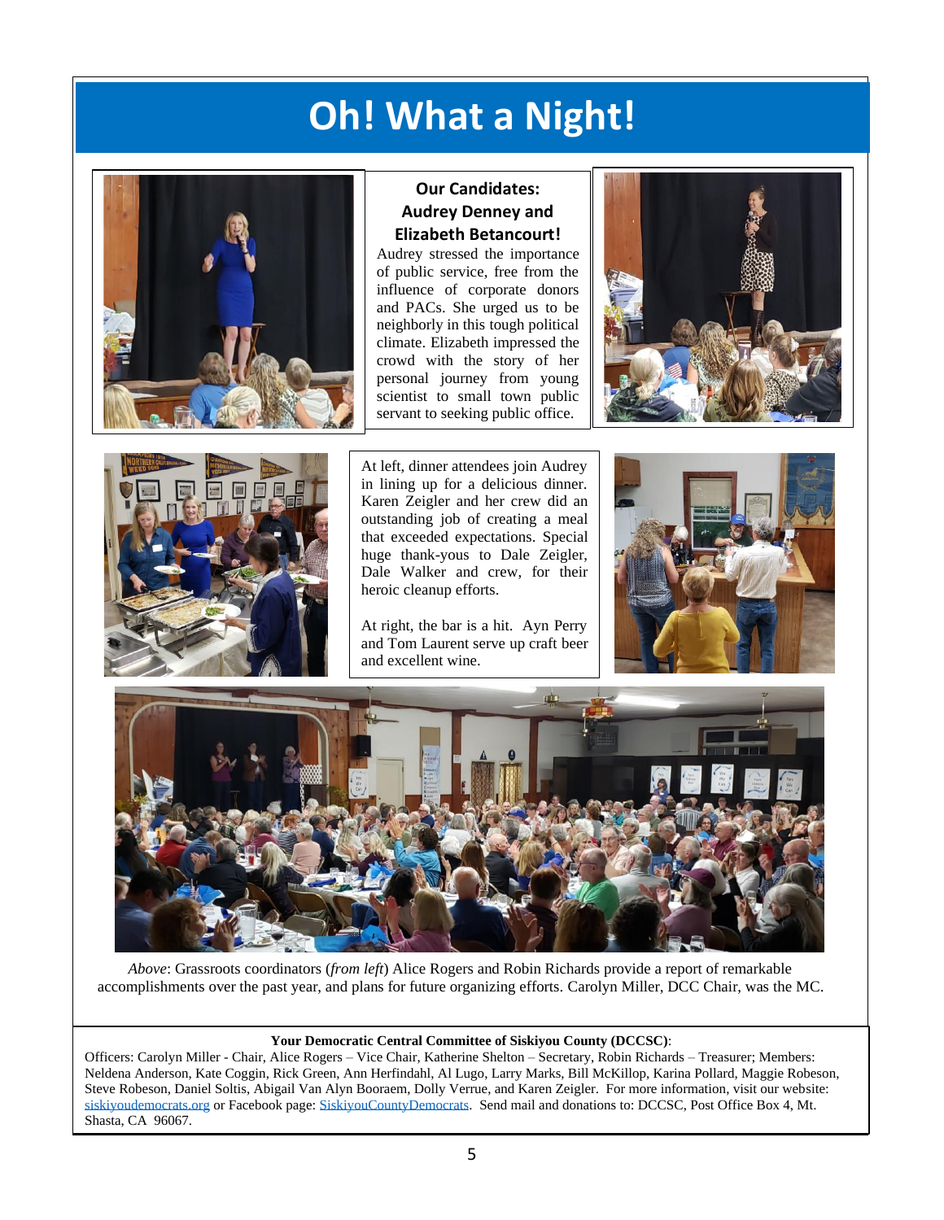# Oh! What a Night!

### Our Candidates: Audrey Denney and Elizabeth Betancourt!

Audrey stressed the importance of public service, free from the influence of corporate donors and PACs. She urged us to be neighborly in this tough political climate. Elizabeth impressed the crowd with the story of her personal journey from young scientist to small town public servant to seeking public office.

At left, dinner attendees join Audrey in lining up for a delicious dinner. Karen Zeigler and her crew did an outstanding job of creating a meal that exceeded expectations. Special huge thank-yous to Dale Zeigler, Dale Walker and crew, for their heroic cleanup efforts.

At right, the bar is a hit. Ayn Perry and Tom Laurent serve up craft beer and excellent wine.

*Above*: Grassroots coordinators (*from left*) Alice Rogers and Robin Richards provide a report of remarkable accomplishments over the past year, and plans for future organizing efforts. Carolyn Miller, DCC Chair, was the MC.

---

**Your Democratic Central Committee of Siskiyou County (DCCSC)**:

Officers: Carolyn Miller - Chair, Alice Rogers – Vice Chair, Katherine Shelton – Secretary, Robin Richards – Treasurer; Members: Neldena Anderson, Kate Coggin, Rick Green, Ann Herfindahl, Al Lugo, Larry Marks, Bill McKillop, Karina Pollard, Maggie Robeson, Steve Robeson, Daniel Soltis, Abigail Van Alyn Booraem, Dolly Verrue, and Karen Zeigler. For more information, visit our website: siskiyoudemocrats.org or Facebook page: SiskiyouCountyDemocrats. Send mail and donations to: DCCSC, Post Office Box 4, Mt. Shasta, CA 96067.